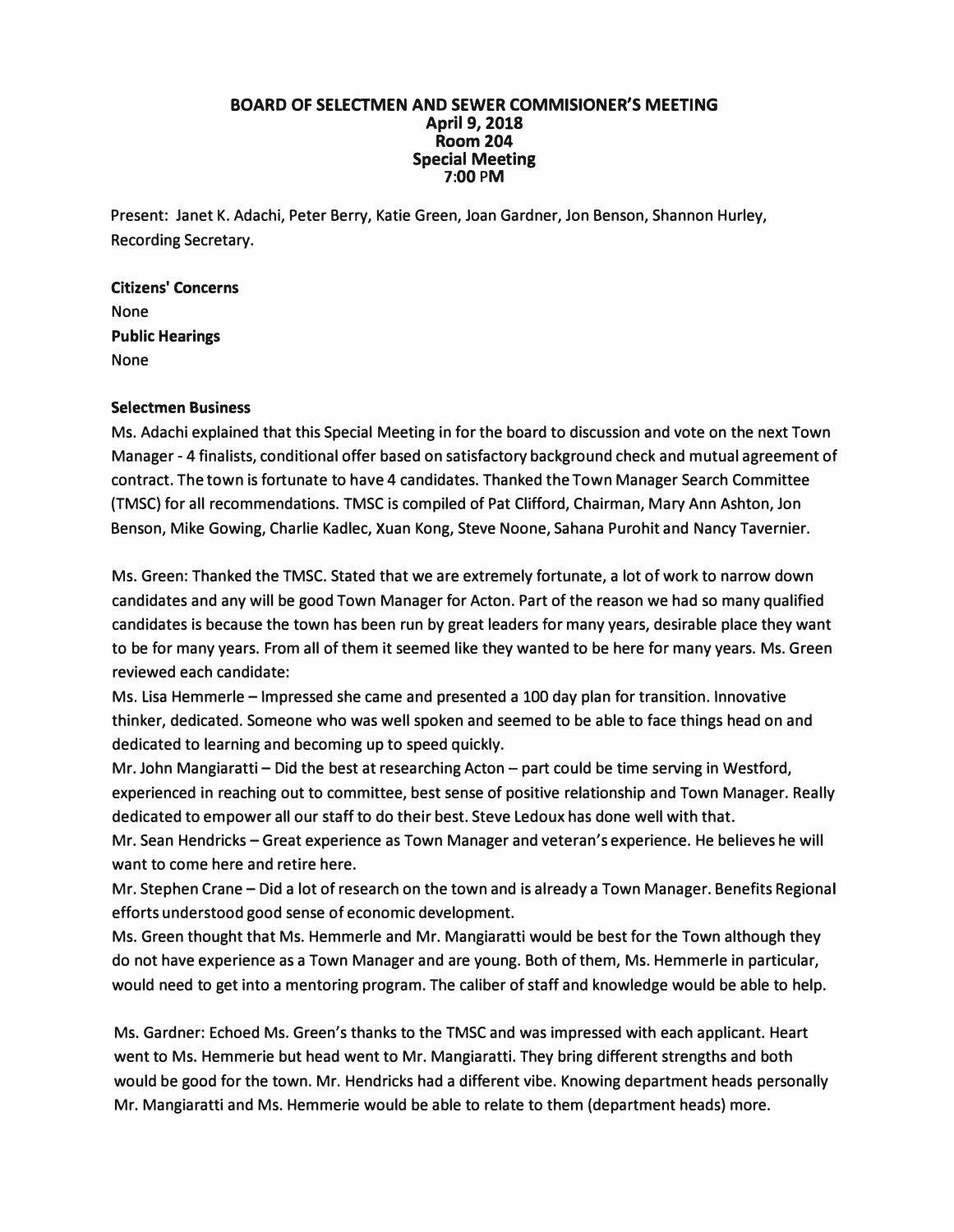# BOARD OF SELECTMEN AND SEWER COMMISIONER'S MEETING
**April 9, 2018**
**Room 204**
**Special Meeting**
**7:00 PM**

Present: Janet K. Adachi, Peter Berry, Katie Green, Joan Gardner, Jon Benson, Shannon Hurley, Recording Secretary.

**Citizens' Concerns**
None
**Public Hearings**
None

**Selectmen Business**

Ms. Adachi explained that this Special Meeting in for the board to discussion and vote on the next Town Manager - 4 finalists, conditional offer based on satisfactory background check and mutual agreement of contract. The town is fortunate to have 4 candidates. Thanked the Town Manager Search Committee (TMSC) for all recommendations. TMSC is compiled of Pat Clifford, Chairman, Mary Ann Ashton, Jon Benson, Mike Gowing, Charlie Kadlec, Xuan Kong, Steve Noone, Sahana Purohit and Nancy Tavernier.

Ms. Green: Thanked the TMSC. Stated that we are extremely fortunate, a lot of work to narrow down candidates and any will be good Town Manager for Acton. Part of the reason we had so many qualified candidates is because the town has been run by great leaders for many years, desirable place they want to be for many years. From all of them it seemed like they wanted to be here for many years. Ms. Green reviewed each candidate:
Ms. Lisa Hemmerle – Impressed she came and presented a 100 day plan for transition. Innovative thinker, dedicated. Someone who was well spoken and seemed to be able to face things head on and dedicated to learning and becoming up to speed quickly.
Mr. John Mangiaratti – Did the best at researching Acton – part could be time serving in Westford, experienced in reaching out to committee, best sense of positive relationship and Town Manager. Really dedicated to empower all our staff to do their best. Steve Ledoux has done well with that.
Mr. Sean Hendricks – Great experience as Town Manager and veteran's experience. He believes he will want to come here and retire here.
Mr. Stephen Crane – Did a lot of research on the town and is already a Town Manager. Benefits Regional efforts understood good sense of economic development.
Ms. Green thought that Ms. Hemmerle and Mr. Mangiaratti would be best for the Town although they do not have experience as a Town Manager and are young. Both of them, Ms. Hemmerle in particular, would need to get into a mentoring program. The caliber of staff and knowledge would be able to help.

Ms. Gardner: Echoed Ms. Green's thanks to the TMSC and was impressed with each applicant. Heart went to Ms. Hemmerie but head went to Mr. Mangiaratti. They bring different strengths and both would be good for the town. Mr. Hendricks had a different vibe. Knowing department heads personally Mr. Mangiaratti and Ms. Hemmerie would be able to relate to them (department heads) more.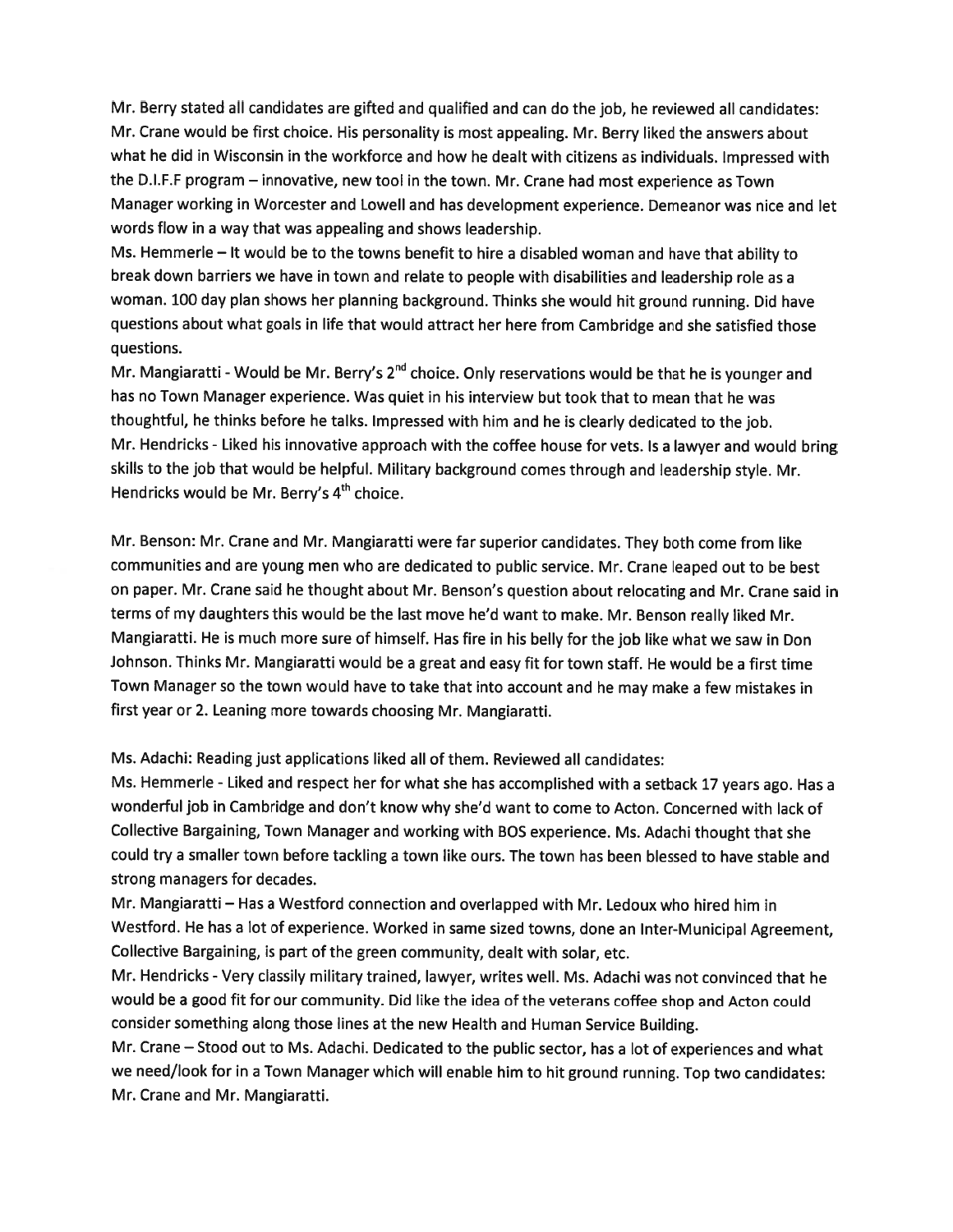Mr. Berry stated all candidates are gifted and qualified and can do the job, he reviewed all candidates:
Mr. Crane would be first choice. His personality is most appealing. Mr. Berry liked the answers about what he did in Wisconsin in the workforce and how he dealt with citizens as individuals. Impressed with the D.I.F.F program – innovative, new tool in the town. Mr. Crane had most experience as Town Manager working in Worcester and Lowell and has development experience. Demeanor was nice and let words flow in a way that was appealing and shows leadership.
Ms. Hemmerle – It would be to the towns benefit to hire a disabled woman and have that ability to break down barriers we have in town and relate to people with disabilities and leadership role as a woman. 100 day plan shows her planning background. Thinks she would hit ground running. Did have questions about what goals in life that would attract her here from Cambridge and she satisfied those questions.
Mr. Mangiaratti - Would be Mr. Berry's 2nd choice. Only reservations would be that he is younger and has no Town Manager experience. Was quiet in his interview but took that to mean that he was thoughtful, he thinks before he talks. Impressed with him and he is clearly dedicated to the job.
Mr. Hendricks - Liked his innovative approach with the coffee house for vets. Is a lawyer and would bring skills to the job that would be helpful. Military background comes through and leadership style. Mr. Hendricks would be Mr. Berry's 4th choice.

Mr. Benson: Mr. Crane and Mr. Mangiaratti were far superior candidates. They both come from like communities and are young men who are dedicated to public service. Mr. Crane leaped out to be best on paper. Mr. Crane said he thought about Mr. Benson's question about relocating and Mr. Crane said in terms of my daughters this would be the last move he'd want to make. Mr. Benson really liked Mr. Mangiaratti. He is much more sure of himself. Has fire in his belly for the job like what we saw in Don Johnson. Thinks Mr. Mangiaratti would be a great and easy fit for town staff. He would be a first time Town Manager so the town would have to take that into account and he may make a few mistakes in first year or 2. Leaning more towards choosing Mr. Mangiaratti.

Ms. Adachi: Reading just applications liked all of them. Reviewed all candidates:
Ms. Hemmerle - Liked and respect her for what she has accomplished with a setback 17 years ago. Has a wonderful job in Cambridge and don't know why she'd want to come to Acton. Concerned with lack of Collective Bargaining, Town Manager and working with BOS experience. Ms. Adachi thought that she could try a smaller town before tackling a town like ours. The town has been blessed to have stable and strong managers for decades.
Mr. Mangiaratti – Has a Westford connection and overlapped with Mr. Ledoux who hired him in Westford. He has a lot of experience. Worked in same sized towns, done an Inter-Municipal Agreement, Collective Bargaining, is part of the green community, dealt with solar, etc.
Mr. Hendricks - Very classily military trained, lawyer, writes well. Ms. Adachi was not convinced that he would be a good fit for our community. Did like the idea of the veterans coffee shop and Acton could consider something along those lines at the new Health and Human Service Building.
Mr. Crane – Stood out to Ms. Adachi. Dedicated to the public sector, has a lot of experiences and what we need/look for in a Town Manager which will enable him to hit ground running. Top two candidates: Mr. Crane and Mr. Mangiaratti.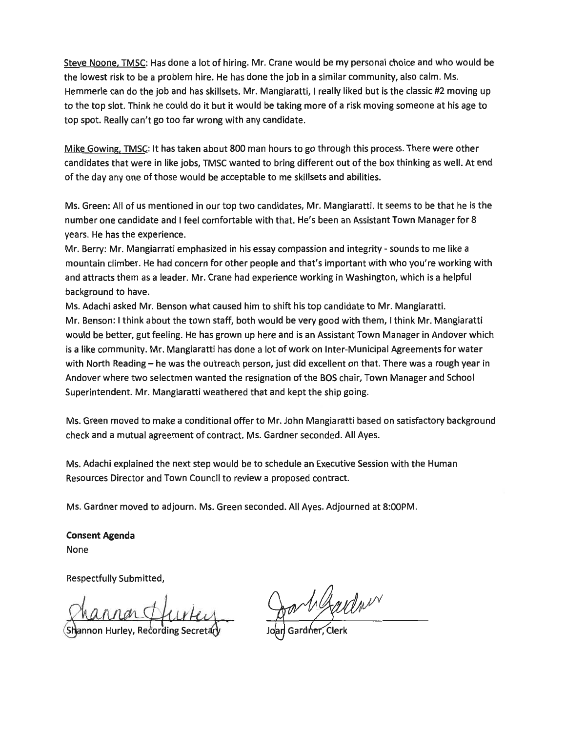Steve Noone, TMSC: Has done a lot of hiring. Mr. Crane would be my personal choice and who would be the lowest risk to be a problem hire. He has done the job in a similar community, also calm. Ms. Hemmerle can do the job and has skillsets. Mr. Mangiaratti, I really liked but is the classic #2 moving up to the top slot. Think he could do it but it would be taking more of a risk moving someone at his age to top spot. Really can't go too far wrong with any candidate.

Mike Gowing, TMSC: It has taken about 800 man hours to go through this process. There were other candidates that were in like jobs, TMSC wanted to bring different out of the box thinking as well. At end of the day any one of those would be acceptable to me skillsets and abilities.

Ms. Green: All of us mentioned in our top two candidates, Mr. Mangiaratti. It seems to be that he is the number one candidate and I feel comfortable with that. He's been an Assistant Town Manager for 8 years. He has the experience.

Mr. Berry: Mr. Mangiarrati emphasized in his essay compassion and integrity - sounds to me like a mountain climber. He had concern for other people and that's important with who you're working with and attracts them as a leader. Mr. Crane had experience working in Washington, which is a helpful background to have.

Ms. Adachi asked Mr. Benson what caused him to shift his top candidate to Mr. Mangiaratti.

Mr. Benson: I think about the town staff, both would be very good with them, I think Mr. Mangiaratti would be better, gut feeling. He has grown up here and is an Assistant Town Manager in Andover which is a like community. Mr. Mangiaratti has done a lot of work on Inter-Municipal Agreements for water with North Reading – he was the outreach person, just did excellent on that. There was a rough year in Andover where two selectmen wanted the resignation of the BOS chair, Town Manager and School Superintendent. Mr. Mangiaratti weathered that and kept the ship going.

Ms. Green moved to make a conditional offer to Mr. John Mangiaratti based on satisfactory background check and a mutual agreement of contract. Ms. Gardner seconded. All Ayes.

Ms. Adachi explained the next step would be to schedule an Executive Session with the Human Resources Director and Town Council to review a proposed contract.

Ms. Gardner moved to adjourn. Ms. Green seconded. All Ayes. Adjourned at 8:00PM.

**Consent Agenda**

None

Respectfully Submitted,

Shannon Hurley, Recording Secretary

Joan Gardner, Clerk